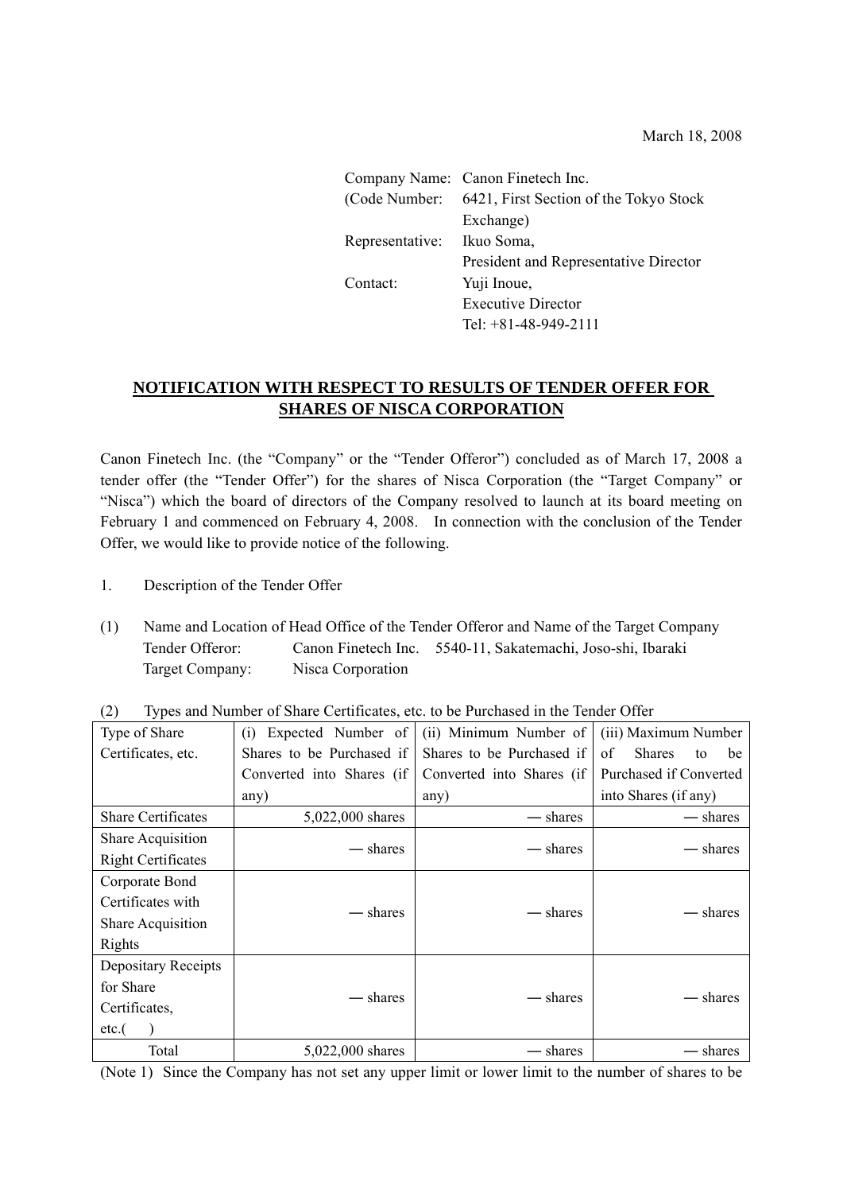March 18, 2008

Company Name: Canon Finetech Inc.
(Code Number: 6421, First Section of the Tokyo Stock Exchange)
Representative: Ikuo Soma, President and Representative Director
Contact: Yuji Inoue, Executive Director
Tel: +81-48-949-2111

# NOTIFICATION WITH RESPECT TO RESULTS OF TENDER OFFER FOR SHARES OF NISCA CORPORATION

Canon Finetech Inc. (the "Company" or the "Tender Offeror") concluded as of March 17, 2008 a tender offer (the "Tender Offer") for the shares of Nisca Corporation (the "Target Company" or "Nisca") which the board of directors of the Company resolved to launch at its board meeting on February 1 and commenced on February 4, 2008. In connection with the conclusion of the Tender Offer, we would like to provide notice of the following.

1. Description of the Tender Offer

(1) Name and Location of Head Office of the Tender Offeror and Name of the Target Company
Tender Offeror: Canon Finetech Inc. 5540-11, Sakatemachi, Joso-shi, Ibaraki
Target Company: Nisca Corporation

(2) Types and Number of Share Certificates, etc. to be Purchased in the Tender Offer

| Type of Share Certificates, etc. | (i) Expected Number of Shares to be Purchased if Converted into Shares (if any) | (ii) Minimum Number of Shares to be Purchased if Converted into Shares (if any) | (iii) Maximum Number of Shares to be Purchased if Converted into Shares (if any) |
|---|---|---|---|
| Share Certificates | 5,022,000 shares | — shares | — shares |
| Share Acquisition Right Certificates | — shares | — shares | — shares |
| Corporate Bond Certificates with Share Acquisition Rights | — shares | — shares | — shares |
| Depositary Receipts for Share Certificates, etc.( ) | — shares | — shares | — shares |
| Total | 5,022,000 shares | — shares | — shares |

(Note 1) Since the Company has not set any upper limit or lower limit to the number of shares to be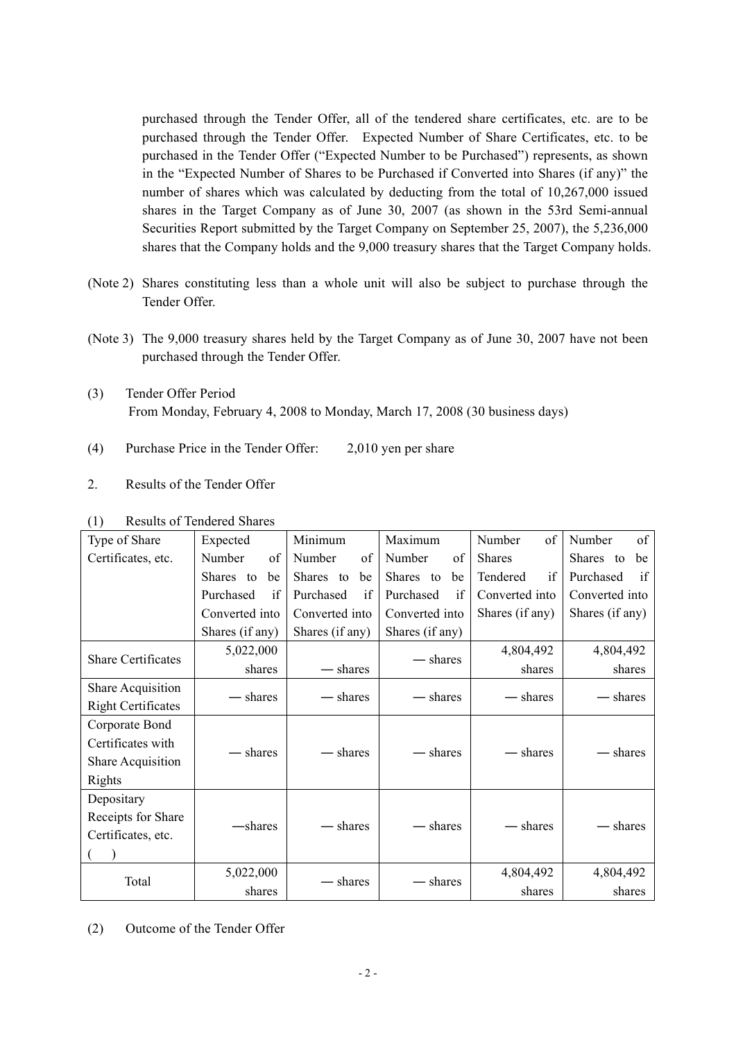purchased through the Tender Offer, all of the tendered share certificates, etc. are to be purchased through the Tender Offer. Expected Number of Share Certificates, etc. to be purchased in the Tender Offer ("Expected Number to be Purchased") represents, as shown in the "Expected Number of Shares to be Purchased if Converted into Shares (if any)" the number of shares which was calculated by deducting from the total of 10,267,000 issued shares in the Target Company as of June 30, 2007 (as shown in the 53rd Semi-annual Securities Report submitted by the Target Company on September 25, 2007), the 5,236,000 shares that the Company holds and the 9,000 treasury shares that the Target Company holds.

(Note 2) Shares constituting less than a whole unit will also be subject to purchase through the Tender Offer.

(Note 3) The 9,000 treasury shares held by the Target Company as of June 30, 2007 have not been purchased through the Tender Offer.

(3) Tender Offer Period
From Monday, February 4, 2008 to Monday, March 17, 2008 (30 business days)

(4) Purchase Price in the Tender Offer: 2,010 yen per share

2. Results of the Tender Offer

(1) Results of Tendered Shares

| Type of Share Certificates, etc. | Expected Number of Shares to be Purchased if Converted into Shares (if any) | Minimum Number of Shares to be Purchased if Converted into Shares (if any) | Maximum Number of Shares to be Purchased if Converted into Shares (if any) | Number of Shares Tendered if Converted into Shares (if any) | Number of Shares to be Purchased if Converted into Shares (if any) |
|---|---|---|---|---|---|
| Share Certificates | 5,022,000 shares | — shares | — shares | 4,804,492 shares | 4,804,492 shares |
| Share Acquisition Right Certificates | — shares | — shares | — shares | — shares | — shares |
| Corporate Bond Certificates with Share Acquisition Rights | — shares | — shares | — shares | — shares | — shares |
| Depositary Receipts for Share Certificates, etc. ( ) | —shares | — shares | — shares | — shares | — shares |
| Total | 5,022,000 shares | — shares | — shares | 4,804,492 shares | 4,804,492 shares |

(2) Outcome of the Tender Offer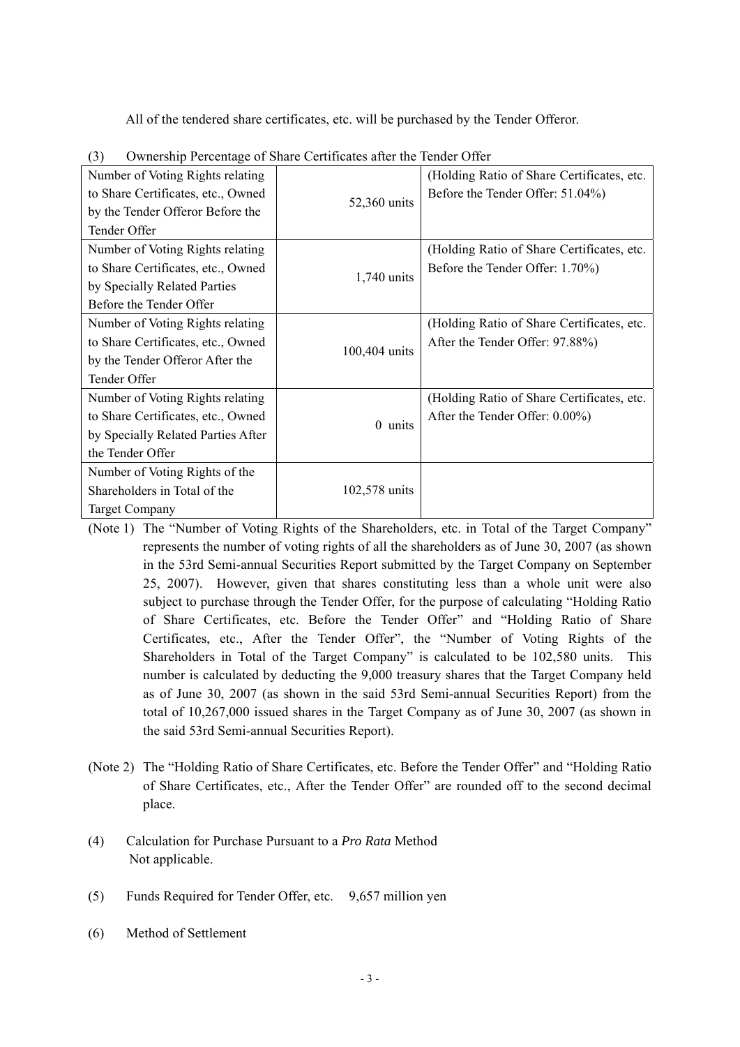All of the tendered share certificates, etc. will be purchased by the Tender Offeror.

(3) Ownership Percentage of Share Certificates after the Tender Offer

| | | |
|---|---|---|
| Number of Voting Rights relating to Share Certificates, etc., Owned by the Tender Offeror Before the Tender Offer | 52,360 units | (Holding Ratio of Share Certificates, etc. Before the Tender Offer: 51.04%) |
| Number of Voting Rights relating to Share Certificates, etc., Owned by Specially Related Parties Before the Tender Offer | 1,740 units | (Holding Ratio of Share Certificates, etc. Before the Tender Offer: 1.70%) |
| Number of Voting Rights relating to Share Certificates, etc., Owned by the Tender Offeror After the Tender Offer | 100,404 units | (Holding Ratio of Share Certificates, etc. After the Tender Offer: 97.88%) |
| Number of Voting Rights relating to Share Certificates, etc., Owned by Specially Related Parties After the Tender Offer | 0 units | (Holding Ratio of Share Certificates, etc. After the Tender Offer: 0.00%) |
| Number of Voting Rights of the Shareholders in Total of the Target Company | 102,578 units | |

(Note 1) The "Number of Voting Rights of the Shareholders, etc. in Total of the Target Company" represents the number of voting rights of all the shareholders as of June 30, 2007 (as shown in the 53rd Semi-annual Securities Report submitted by the Target Company on September 25, 2007). However, given that shares constituting less than a whole unit were also subject to purchase through the Tender Offer, for the purpose of calculating "Holding Ratio of Share Certificates, etc. Before the Tender Offer" and "Holding Ratio of Share Certificates, etc., After the Tender Offer", the "Number of Voting Rights of the Shareholders in Total of the Target Company" is calculated to be 102,580 units. This number is calculated by deducting the 9,000 treasury shares that the Target Company held as of June 30, 2007 (as shown in the said 53rd Semi-annual Securities Report) from the total of 10,267,000 issued shares in the Target Company as of June 30, 2007 (as shown in the said 53rd Semi-annual Securities Report).

(Note 2) The "Holding Ratio of Share Certificates, etc. Before the Tender Offer" and "Holding Ratio of Share Certificates, etc., After the Tender Offer" are rounded off to the second decimal place.

(4) Calculation for Purchase Pursuant to a *Pro Rata* Method
Not applicable.

(5) Funds Required for Tender Offer, etc. 9,657 million yen

(6) Method of Settlement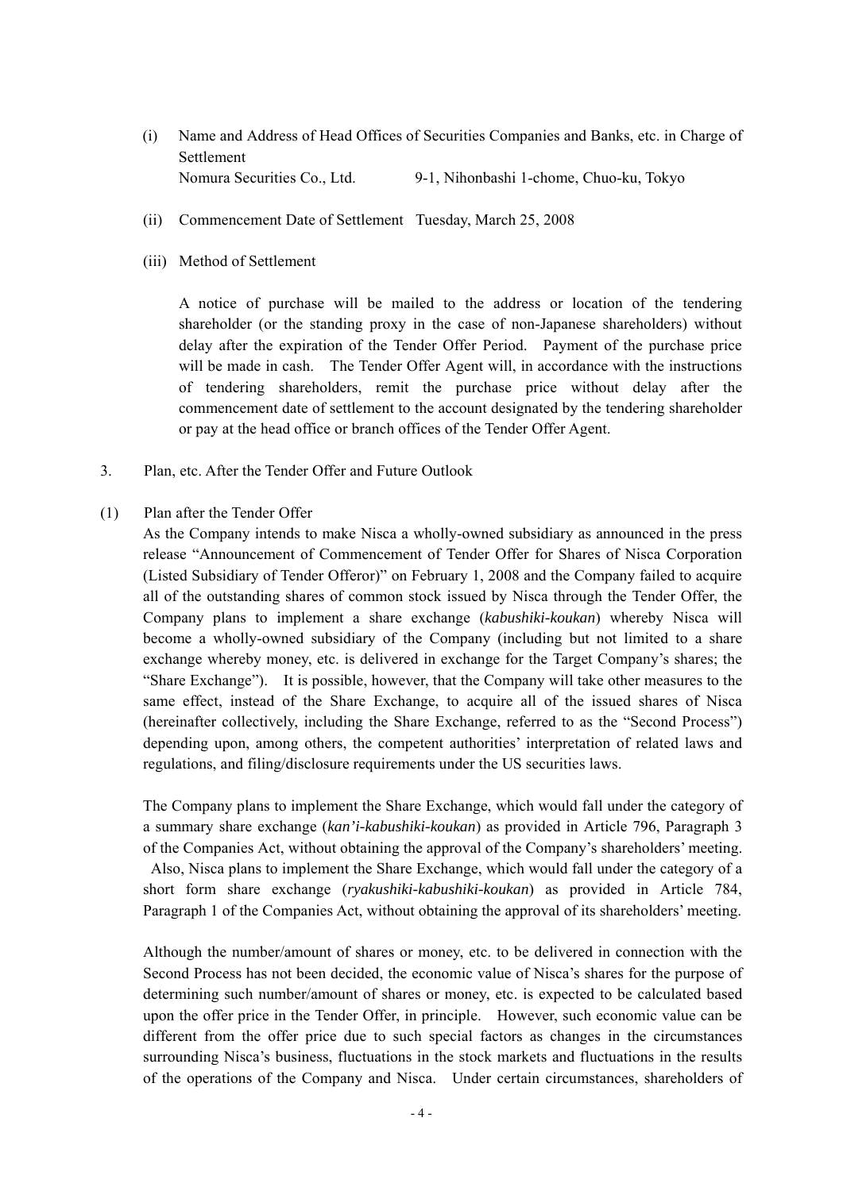(i) Name and Address of Head Offices of Securities Companies and Banks, etc. in Charge of Settlement
Nomura Securities Co., Ltd. 9-1, Nihonbashi 1-chome, Chuo-ku, Tokyo

(ii) Commencement Date of Settlement Tuesday, March 25, 2008

(iii) Method of Settlement

A notice of purchase will be mailed to the address or location of the tendering shareholder (or the standing proxy in the case of non-Japanese shareholders) without delay after the expiration of the Tender Offer Period. Payment of the purchase price will be made in cash. The Tender Offer Agent will, in accordance with the instructions of tendering shareholders, remit the purchase price without delay after the commencement date of settlement to the account designated by the tendering shareholder or pay at the head office or branch offices of the Tender Offer Agent.

3. Plan, etc. After the Tender Offer and Future Outlook

(1) Plan after the Tender Offer

As the Company intends to make Nisca a wholly-owned subsidiary as announced in the press release "Announcement of Commencement of Tender Offer for Shares of Nisca Corporation (Listed Subsidiary of Tender Offeror)" on February 1, 2008 and the Company failed to acquire all of the outstanding shares of common stock issued by Nisca through the Tender Offer, the Company plans to implement a share exchange (*kabushiki-koukan*) whereby Nisca will become a wholly-owned subsidiary of the Company (including but not limited to a share exchange whereby money, etc. is delivered in exchange for the Target Company's shares; the "Share Exchange"). It is possible, however, that the Company will take other measures to the same effect, instead of the Share Exchange, to acquire all of the issued shares of Nisca (hereinafter collectively, including the Share Exchange, referred to as the "Second Process") depending upon, among others, the competent authorities' interpretation of related laws and regulations, and filing/disclosure requirements under the US securities laws.

The Company plans to implement the Share Exchange, which would fall under the category of a summary share exchange (*kan'i-kabushiki-koukan*) as provided in Article 796, Paragraph 3 of the Companies Act, without obtaining the approval of the Company's shareholders' meeting. Also, Nisca plans to implement the Share Exchange, which would fall under the category of a short form share exchange (*ryakushiki-kabushiki-koukan*) as provided in Article 784, Paragraph 1 of the Companies Act, without obtaining the approval of its shareholders' meeting.

Although the number/amount of shares or money, etc. to be delivered in connection with the Second Process has not been decided, the economic value of Nisca's shares for the purpose of determining such number/amount of shares or money, etc. is expected to be calculated based upon the offer price in the Tender Offer, in principle. However, such economic value can be different from the offer price due to such special factors as changes in the circumstances surrounding Nisca's business, fluctuations in the stock markets and fluctuations in the results of the operations of the Company and Nisca. Under certain circumstances, shareholders of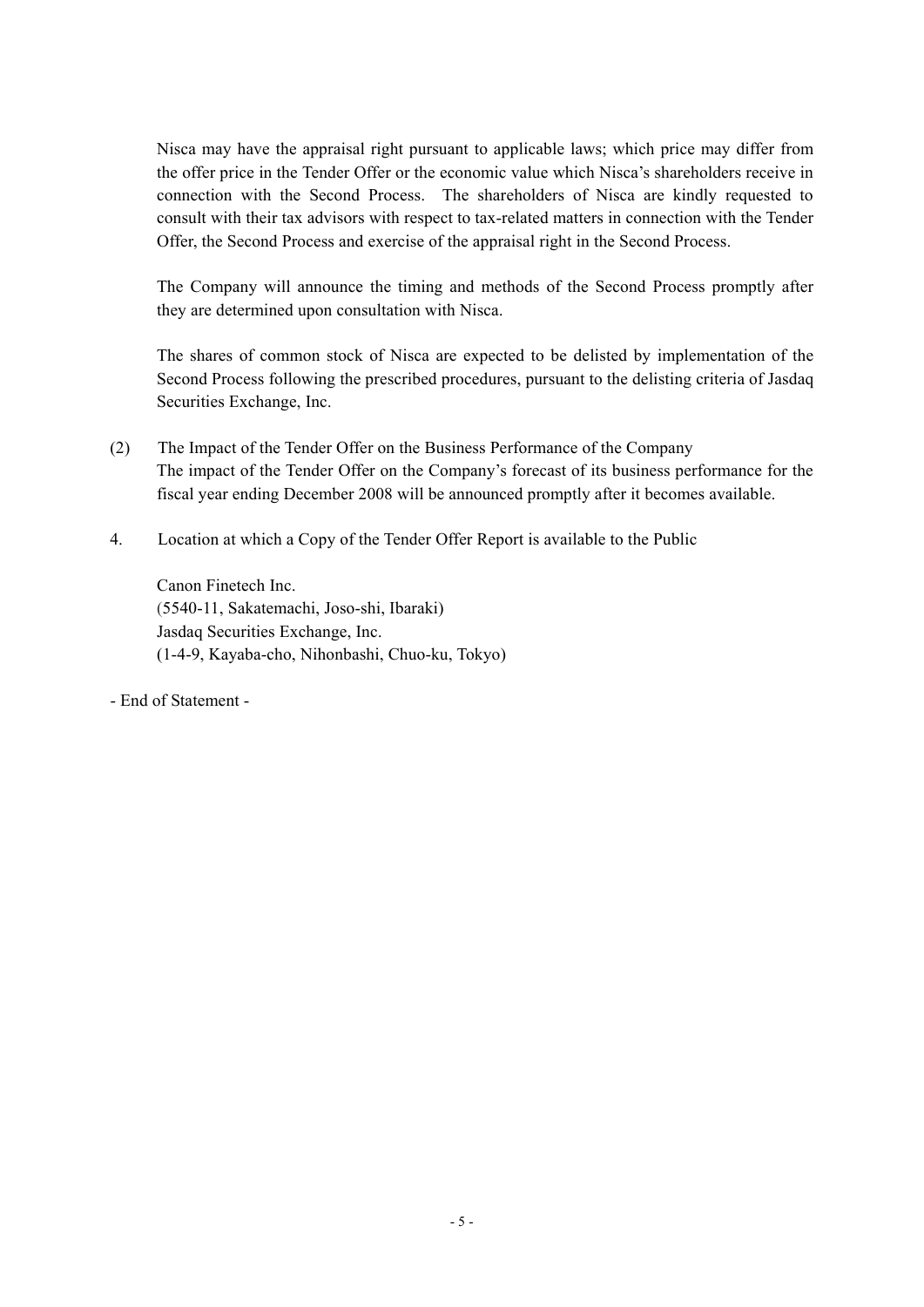Nisca may have the appraisal right pursuant to applicable laws; which price may differ from the offer price in the Tender Offer or the economic value which Nisca's shareholders receive in connection with the Second Process. The shareholders of Nisca are kindly requested to consult with their tax advisors with respect to tax-related matters in connection with the Tender Offer, the Second Process and exercise of the appraisal right in the Second Process.

The Company will announce the timing and methods of the Second Process promptly after they are determined upon consultation with Nisca.

The shares of common stock of Nisca are expected to be delisted by implementation of the Second Process following the prescribed procedures, pursuant to the delisting criteria of Jasdaq Securities Exchange, Inc.

(2) The Impact of the Tender Offer on the Business Performance of the Company

The impact of the Tender Offer on the Company's forecast of its business performance for the fiscal year ending December 2008 will be announced promptly after it becomes available.

4. Location at which a Copy of the Tender Offer Report is available to the Public

Canon Finetech Inc.
(5540-11, Sakatemachi, Joso-shi, Ibaraki)
Jasdaq Securities Exchange, Inc.
(1-4-9, Kayaba-cho, Nihonbashi, Chuo-ku, Tokyo)

- End of Statement -